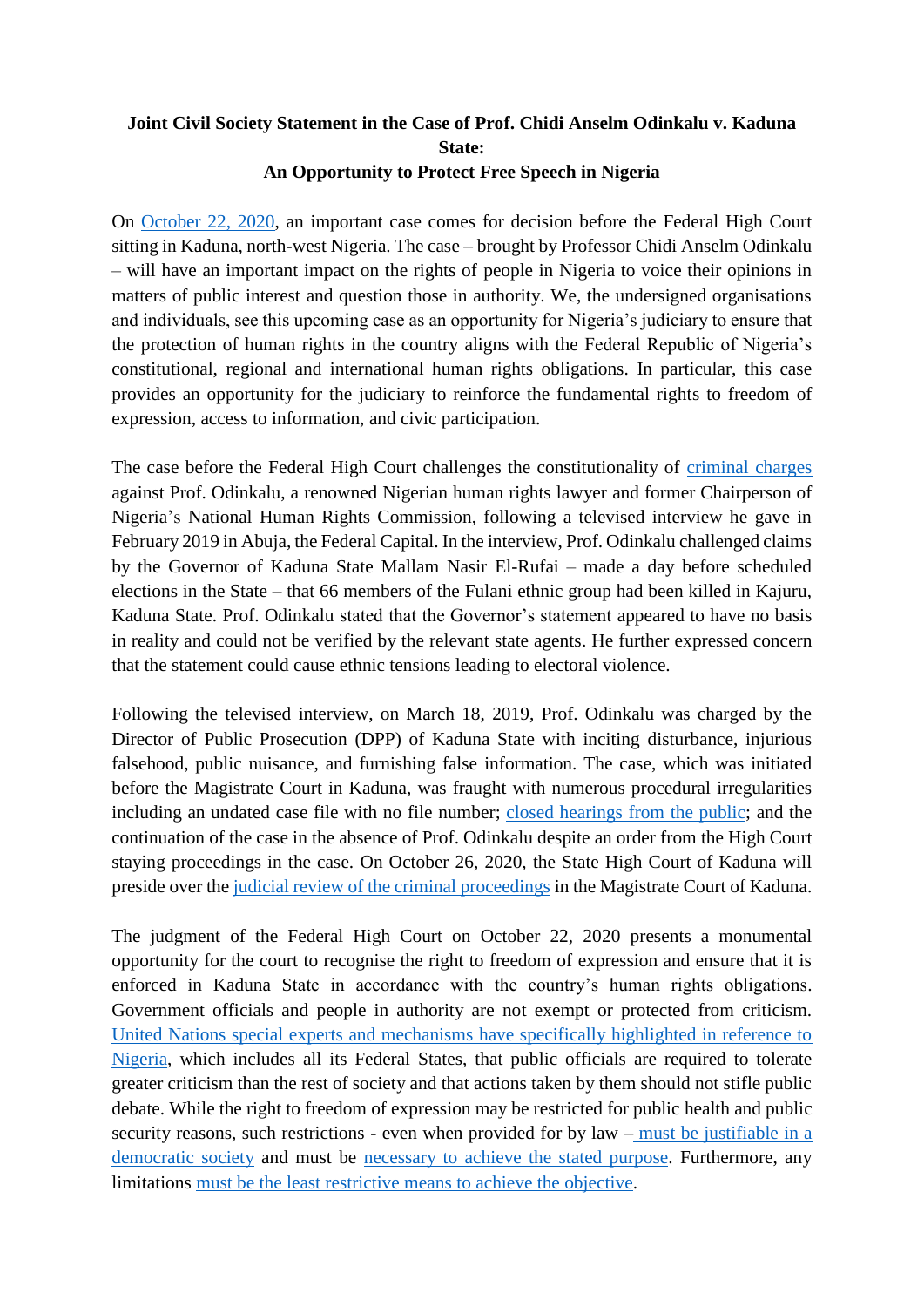**Joint Civil Society Statement in the Case of Prof. Chidi Anselm Odinkalu v. Kaduna State:**
**An Opportunity to Protect Free Speech in Nigeria**

On October 22, 2020, an important case comes for decision before the Federal High Court sitting in Kaduna, north-west Nigeria. The case – brought by Professor Chidi Anselm Odinkalu – will have an important impact on the rights of people in Nigeria to voice their opinions in matters of public interest and question those in authority. We, the undersigned organisations and individuals, see this upcoming case as an opportunity for Nigeria's judiciary to ensure that the protection of human rights in the country aligns with the Federal Republic of Nigeria's constitutional, regional and international human rights obligations. In particular, this case provides an opportunity for the judiciary to reinforce the fundamental rights to freedom of expression, access to information, and civic participation.

The case before the Federal High Court challenges the constitutionality of criminal charges against Prof. Odinkalu, a renowned Nigerian human rights lawyer and former Chairperson of Nigeria's National Human Rights Commission, following a televised interview he gave in February 2019 in Abuja, the Federal Capital. In the interview, Prof. Odinkalu challenged claims by the Governor of Kaduna State Mallam Nasir El-Rufai – made a day before scheduled elections in the State – that 66 members of the Fulani ethnic group had been killed in Kajuru, Kaduna State. Prof. Odinkalu stated that the Governor's statement appeared to have no basis in reality and could not be verified by the relevant state agents. He further expressed concern that the statement could cause ethnic tensions leading to electoral violence.

Following the televised interview, on March 18, 2019, Prof. Odinkalu was charged by the Director of Public Prosecution (DPP) of Kaduna State with inciting disturbance, injurious falsehood, public nuisance, and furnishing false information. The case, which was initiated before the Magistrate Court in Kaduna, was fraught with numerous procedural irregularities including an undated case file with no file number; closed hearings from the public; and the continuation of the case in the absence of Prof. Odinkalu despite an order from the High Court staying proceedings in the case. On October 26, 2020, the State High Court of Kaduna will preside over the judicial review of the criminal proceedings in the Magistrate Court of Kaduna.

The judgment of the Federal High Court on October 22, 2020 presents a monumental opportunity for the court to recognise the right to freedom of expression and ensure that it is enforced in Kaduna State in accordance with the country's human rights obligations. Government officials and people in authority are not exempt or protected from criticism. United Nations special experts and mechanisms have specifically highlighted in reference to Nigeria, which includes all its Federal States, that public officials are required to tolerate greater criticism than the rest of society and that actions taken by them should not stifle public debate. While the right to freedom of expression may be restricted for public health and public security reasons, such restrictions - even when provided for by law – must be justifiable in a democratic society and must be necessary to achieve the stated purpose. Furthermore, any limitations must be the least restrictive means to achieve the objective.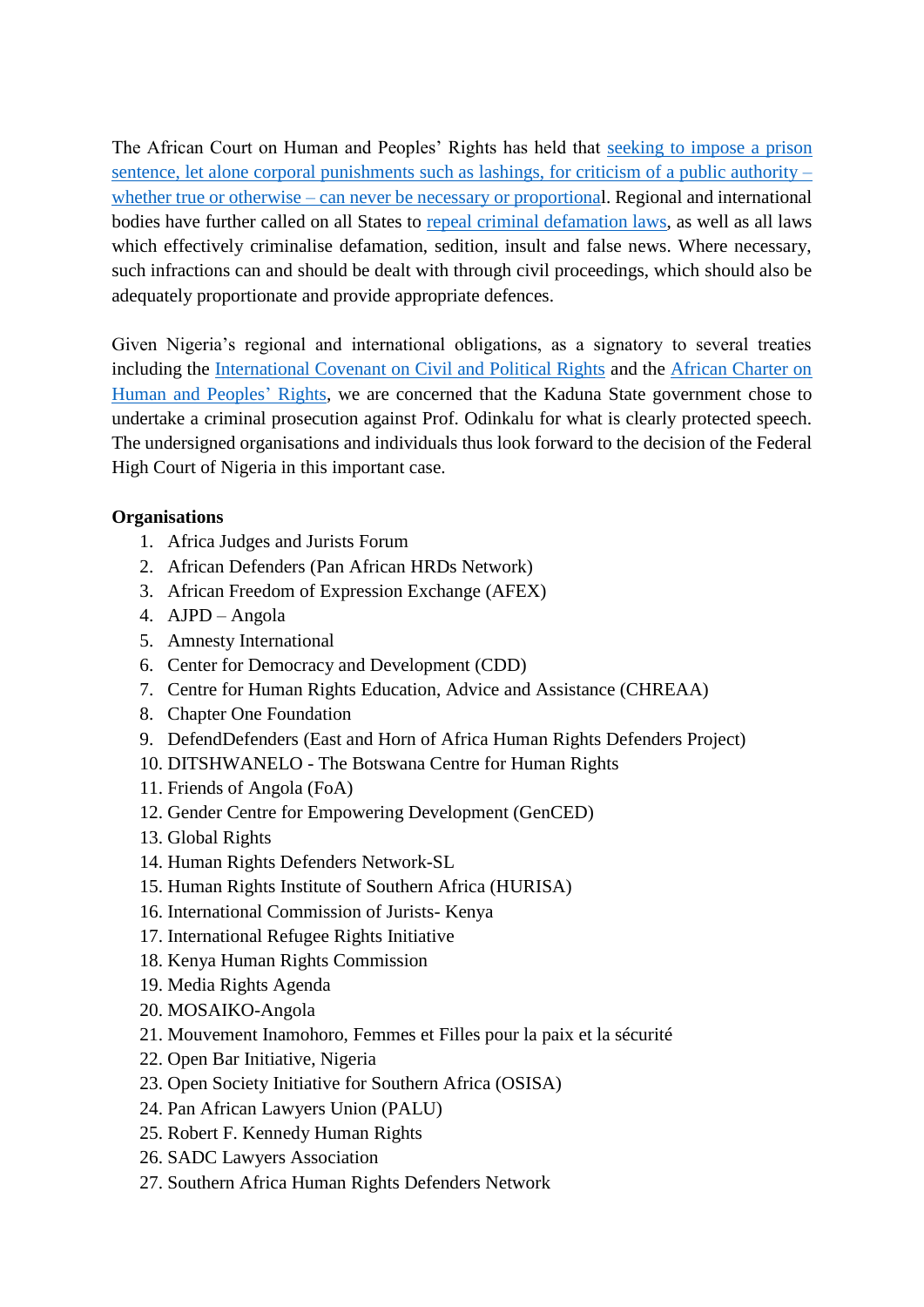The African Court on Human and Peoples' Rights has held that seeking to impose a prison sentence, let alone corporal punishments such as lashings, for criticism of a public authority – whether true or otherwise – can never be necessary or proportional. Regional and international bodies have further called on all States to repeal criminal defamation laws, as well as all laws which effectively criminalise defamation, sedition, insult and false news. Where necessary, such infractions can and should be dealt with through civil proceedings, which should also be adequately proportionate and provide appropriate defences.

Given Nigeria's regional and international obligations, as a signatory to several treaties including the International Covenant on Civil and Political Rights and the African Charter on Human and Peoples' Rights, we are concerned that the Kaduna State government chose to undertake a criminal prosecution against Prof. Odinkalu for what is clearly protected speech. The undersigned organisations and individuals thus look forward to the decision of the Federal High Court of Nigeria in this important case.

**Organisations**

1. Africa Judges and Jurists Forum
2. African Defenders (Pan African HRDs Network)
3. African Freedom of Expression Exchange (AFEX)
4. AJPD – Angola
5. Amnesty International
6. Center for Democracy and Development (CDD)
7. Centre for Human Rights Education, Advice and Assistance (CHREAA)
8. Chapter One Foundation
9. DefendDefenders (East and Horn of Africa Human Rights Defenders Project)
10. DITSHWANELO - The Botswana Centre for Human Rights
11. Friends of Angola (FoA)
12. Gender Centre for Empowering Development (GenCED)
13. Global Rights
14. Human Rights Defenders Network-SL
15. Human Rights Institute of Southern Africa (HURISA)
16. International Commission of Jurists- Kenya
17. International Refugee Rights Initiative
18. Kenya Human Rights Commission
19. Media Rights Agenda
20. MOSAIKO-Angola
21. Mouvement Inamohoro, Femmes et Filles pour la paix et la sécurité
22. Open Bar Initiative, Nigeria
23. Open Society Initiative for Southern Africa (OSISA)
24. Pan African Lawyers Union (PALU)
25. Robert F. Kennedy Human Rights
26. SADC Lawyers Association
27. Southern Africa Human Rights Defenders Network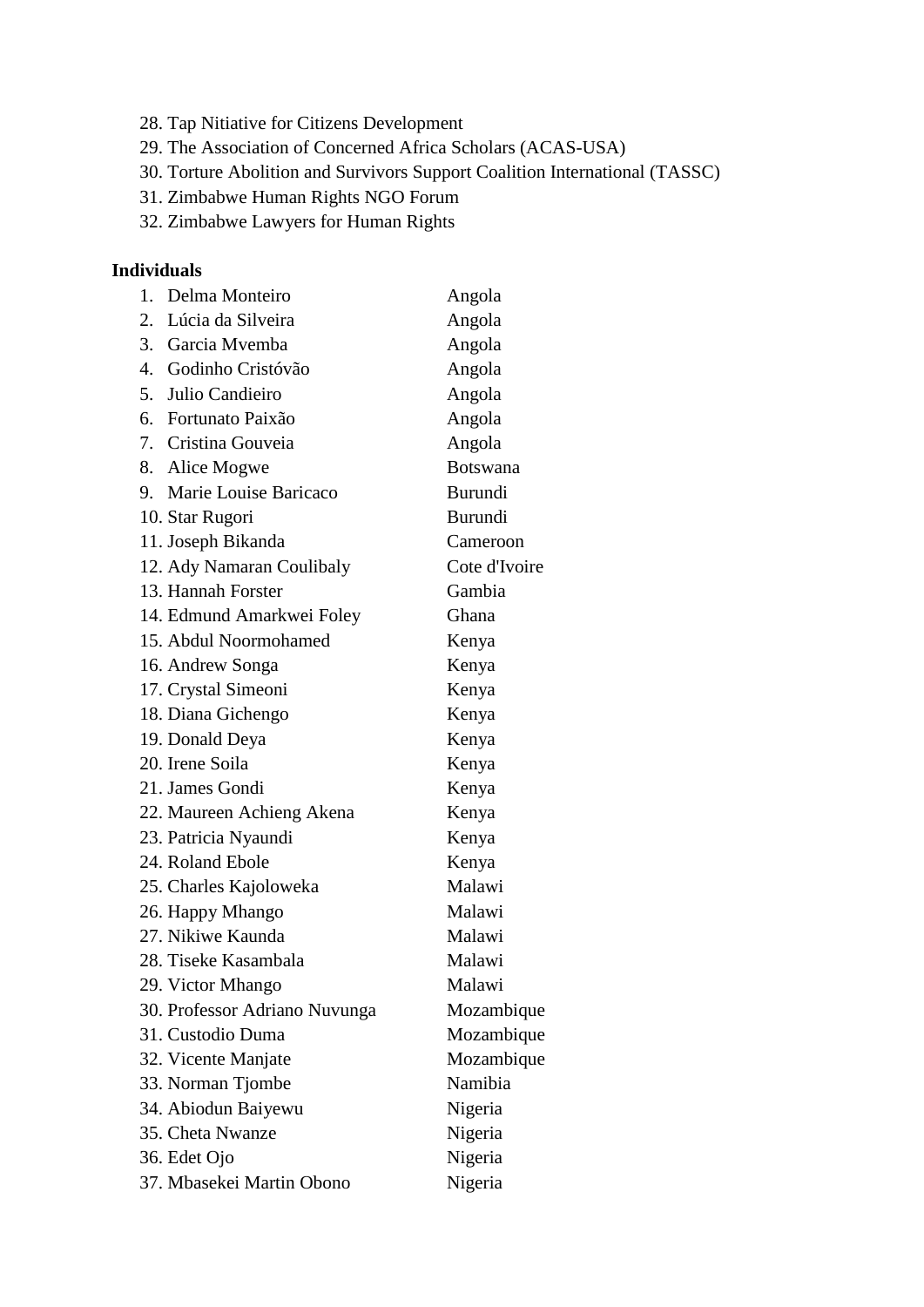28. Tap Nitiative for Citizens Development
29. The Association of Concerned Africa Scholars (ACAS-USA)
30. Torture Abolition and Survivors Support Coalition International (TASSC)
31. Zimbabwe Human Rights NGO Forum
32. Zimbabwe Lawyers for Human Rights

**Individuals**

| | Name | Country |
|---|---|---|
| 1. | Delma Monteiro | Angola |
| 2. | Lúcia da Silveira | Angola |
| 3. | Garcia Mvemba | Angola |
| 4. | Godinho Cristóvão | Angola |
| 5. | Julio Candieiro | Angola |
| 6. | Fortunato Paixão | Angola |
| 7. | Cristina Gouveia | Angola |
| 8. | Alice Mogwe | Botswana |
| 9. | Marie Louise Baricaco | Burundi |
| 10. | Star Rugori | Burundi |
| 11. | Joseph Bikanda | Cameroon |
| 12. | Ady Namaran Coulibaly | Cote d'Ivoire |
| 13. | Hannah Forster | Gambia |
| 14. | Edmund Amarkwei Foley | Ghana |
| 15. | Abdul Noormohamed | Kenya |
| 16. | Andrew Songa | Kenya |
| 17. | Crystal Simeoni | Kenya |
| 18. | Diana Gichengo | Kenya |
| 19. | Donald Deya | Kenya |
| 20. | Irene Soila | Kenya |
| 21. | James Gondi | Kenya |
| 22. | Maureen Achieng Akena | Kenya |
| 23. | Patricia Nyaundi | Kenya |
| 24. | Roland Ebole | Kenya |
| 25. | Charles Kajoloweka | Malawi |
| 26. | Happy Mhango | Malawi |
| 27. | Nikiwe Kaunda | Malawi |
| 28. | Tiseke Kasambala | Malawi |
| 29. | Victor Mhango | Malawi |
| 30. | Professor Adriano Nuvunga | Mozambique |
| 31. | Custodio Duma | Mozambique |
| 32. | Vicente Manjate | Mozambique |
| 33. | Norman Tjombe | Namibia |
| 34. | Abiodun Baiyewu | Nigeria |
| 35. | Cheta Nwanze | Nigeria |
| 36. | Edet Ojo | Nigeria |
| 37. | Mbasekei Martin Obono | Nigeria |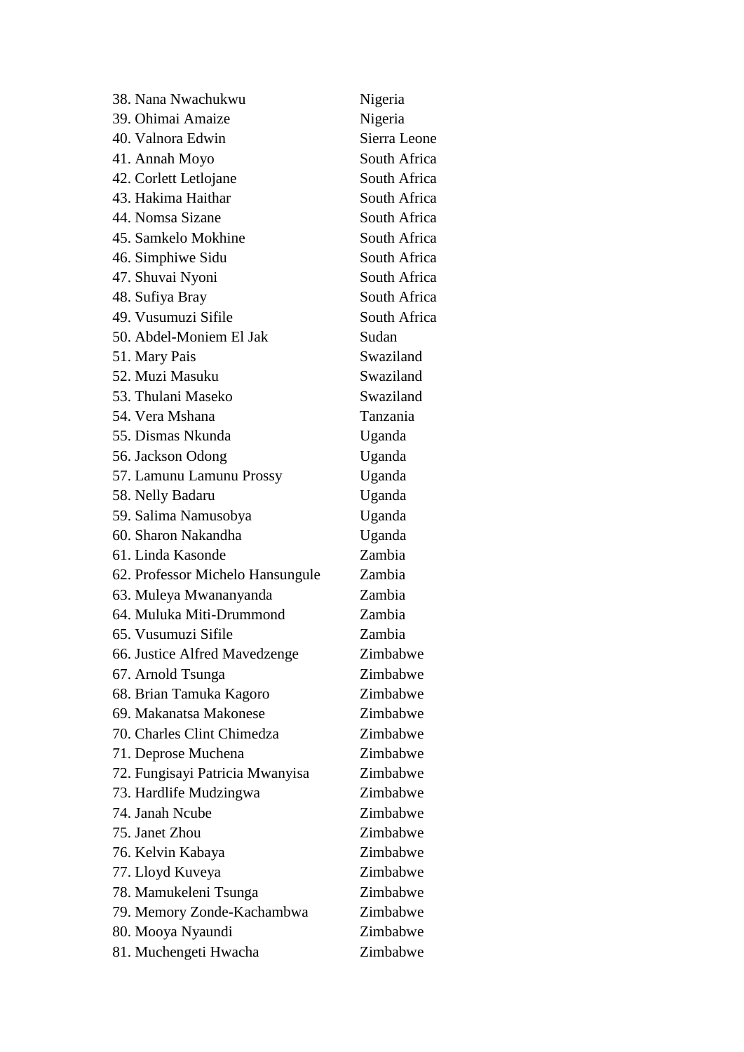| | |
|---|---|
| 38. Nana Nwachukwu | Nigeria |
| 39. Ohimai Amaize | Nigeria |
| 40. Valnora Edwin | Sierra Leone |
| 41. Annah Moyo | South Africa |
| 42. Corlett Letlojane | South Africa |
| 43. Hakima Haithar | South Africa |
| 44. Nomsa Sizane | South Africa |
| 45. Samkelo Mokhine | South Africa |
| 46. Simphiwe Sidu | South Africa |
| 47. Shuvai Nyoni | South Africa |
| 48. Sufiya Bray | South Africa |
| 49. Vusumuzi Sifile | South Africa |
| 50. Abdel-Moniem El Jak | Sudan |
| 51. Mary Pais | Swaziland |
| 52. Muzi Masuku | Swaziland |
| 53. Thulani Maseko | Swaziland |
| 54. Vera Mshana | Tanzania |
| 55. Dismas Nkunda | Uganda |
| 56. Jackson Odong | Uganda |
| 57. Lamunu Lamunu Prossy | Uganda |
| 58. Nelly Badaru | Uganda |
| 59. Salima Namusobya | Uganda |
| 60. Sharon Nakandha | Uganda |
| 61. Linda Kasonde | Zambia |
| 62. Professor Michelo Hansungule | Zambia |
| 63. Muleya Mwananyanda | Zambia |
| 64. Muluka Miti-Drummond | Zambia |
| 65. Vusumuzi Sifile | Zambia |
| 66. Justice Alfred Mavedzenge | Zimbabwe |
| 67. Arnold Tsunga | Zimbabwe |
| 68. Brian Tamuka Kagoro | Zimbabwe |
| 69. Makanatsa Makonese | Zimbabwe |
| 70. Charles Clint Chimedza | Zimbabwe |
| 71. Deprose Muchena | Zimbabwe |
| 72. Fungisayi Patricia Mwanyisa | Zimbabwe |
| 73. Hardlife Mudzingwa | Zimbabwe |
| 74. Janah Ncube | Zimbabwe |
| 75. Janet Zhou | Zimbabwe |
| 76. Kelvin Kabaya | Zimbabwe |
| 77. Lloyd Kuveya | Zimbabwe |
| 78. Mamukeleni Tsunga | Zimbabwe |
| 79. Memory Zonde-Kachambwa | Zimbabwe |
| 80. Mooya Nyaundi | Zimbabwe |
| 81. Muchengeti Hwacha | Zimbabwe |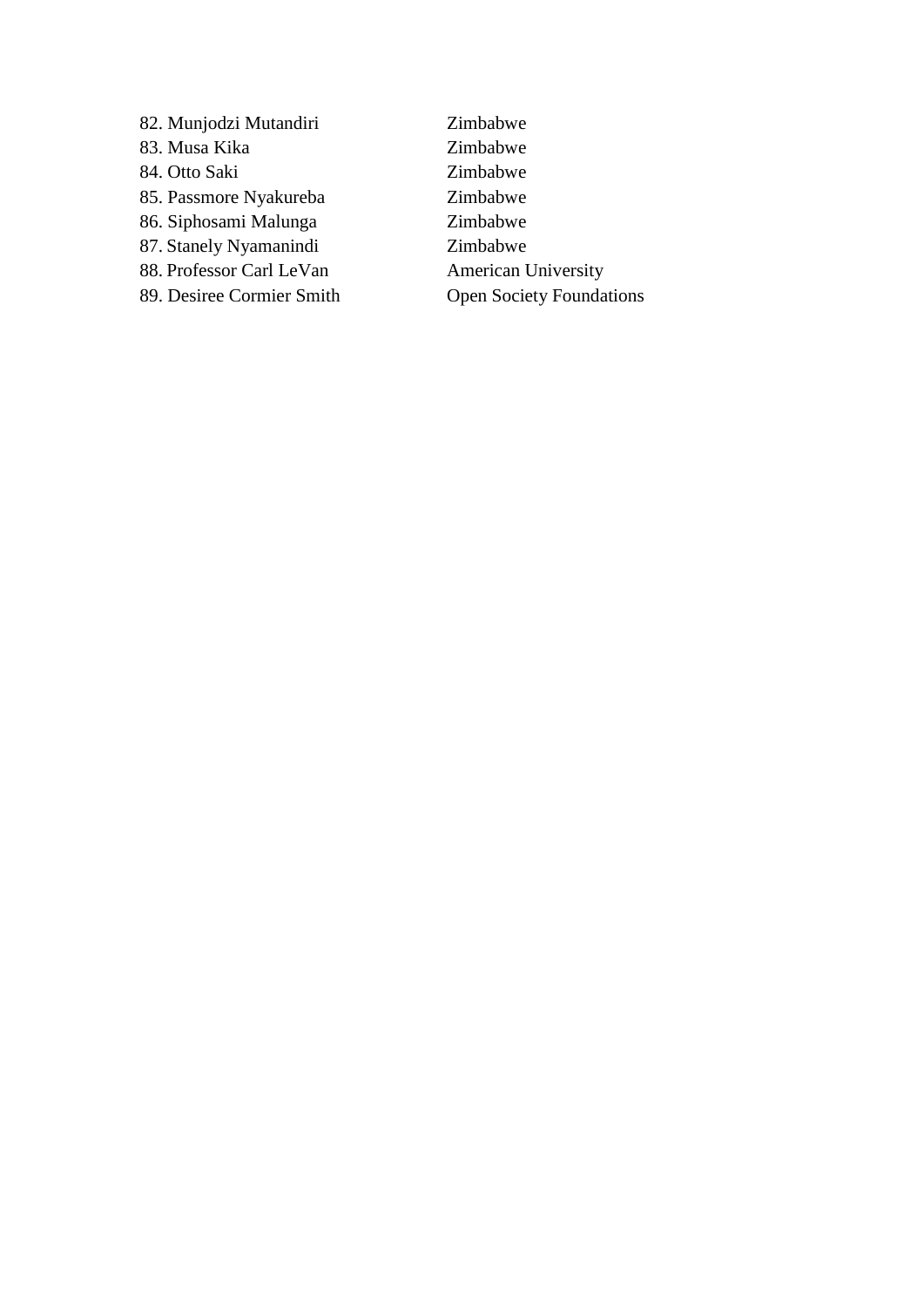| | |
|---|---|
| 82. Munjodzi Mutandiri | Zimbabwe |
| 83. Musa Kika | Zimbabwe |
| 84. Otto Saki | Zimbabwe |
| 85. Passmore Nyakureba | Zimbabwe |
| 86. Siphosami Malunga | Zimbabwe |
| 87. Stanely Nyamanindi | Zimbabwe |
| 88. Professor Carl LeVan | American University |
| 89. Desiree Cormier Smith | Open Society Foundations |